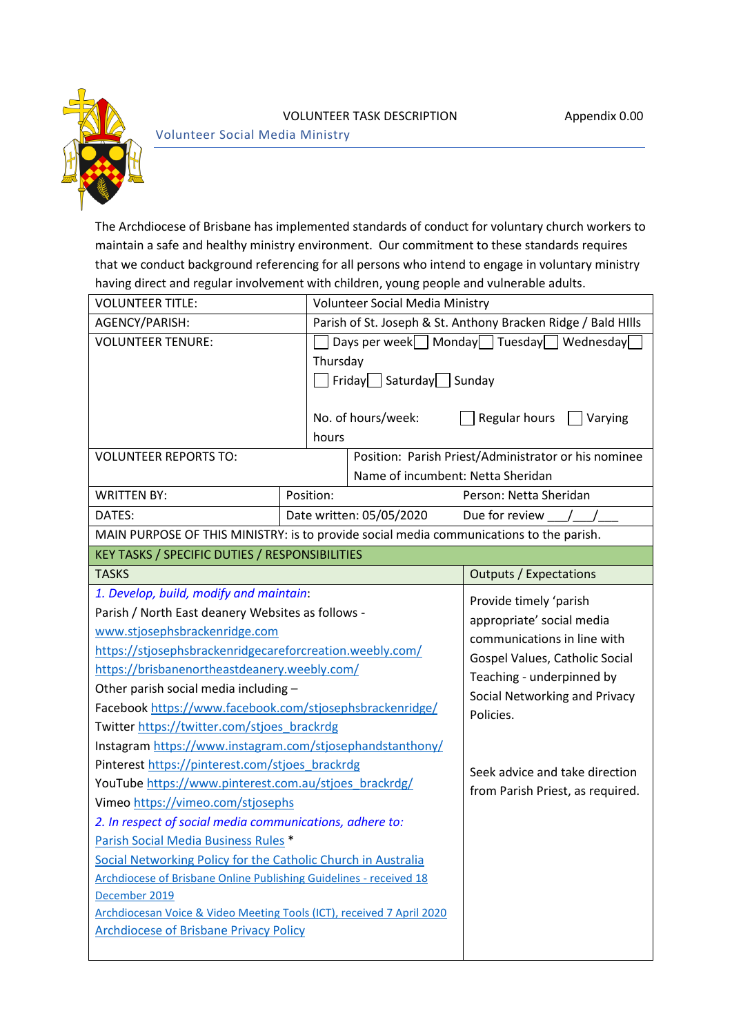VOLUNTEER TASK DESCRIPTION

Appendix 0.00

Volunteer Social Media Ministry

The Archdiocese of Brisbane has implemented standards of conduct for voluntary church workers to maintain a safe and healthy ministry environment. Our commitment to these standards requires that we conduct background referencing for all persons who intend to engage in voluntary ministry having direct and regular involvement with children, young people and vulnerable adults.

| VOLUNTEER TITLE: | Volunteer Social Media Ministry | |
|---|---|---|
| AGENCY/PARISH: | Parish of St. Joseph & St. Anthony Bracken Ridge / Bald HIlls | |
| VOLUNTEER TENURE: | ☐ Days per week ☐ Monday ☐ Tuesday ☐ Wednesday ☐ Thursday<br>☐ Friday ☐ Saturday ☐ Sunday<br><br>No. of hours/week: hours ☐ Regular hours ☐ Varying | |
| VOLUNTEER REPORTS TO: | Position: Parish Priest/Administrator or his nominee<br>Name of incumbent: Netta Sheridan | |
| WRITTEN BY: | Position: | Person: Netta Sheridan |
| DATES: | Date written: 05/05/2020 | Due for review ___/___/___ |
| MAIN PURPOSE OF THIS MINISTRY: is to provide social media communications to the parish. | | |

| KEY TASKS / SPECIFIC DUTIES / RESPONSIBILITIES | |
|---|---|
| **TASKS** | **Outputs / Expectations** |
| *1. Develop, build, modify and maintain*:<br>Parish / North East deanery Websites as follows -<br>www.stjosephsbrackenridge.com<br>https://stjosephsbrackenridgecareforcreation.weebly.com/<br>https://brisbanenortheastdeanery.weebly.com/<br>Other parish social media including –<br>Facebook https://www.facebook.com/stjosephsbrackenridge/<br>Twitter https://twitter.com/stjoes_brackrdg<br>Instagram https://www.instagram.com/stjosephandstanthony/<br>Pinterest https://pinterest.com/stjoes_brackrdg<br>YouTube https://www.pinterest.com.au/stjoes_brackrdg/<br>Vimeo https://vimeo.com/stjosephs<br>*2. In respect of social media communications, adhere to:*<br>Parish Social Media Business Rules *<br>Social Networking Policy for the Catholic Church in Australia<br>Archdiocese of Brisbane Online Publishing Guidelines - received 18 December 2019<br>Archdiocesan Voice & Video Meeting Tools (ICT), received 7 April 2020<br>Archdiocese of Brisbane Privacy Policy | Provide timely 'parish appropriate' social media communications in line with Gospel Values, Catholic Social Teaching - underpinned by Social Networking and Privacy Policies.<br><br>Seek advice and take direction from Parish Priest, as required. |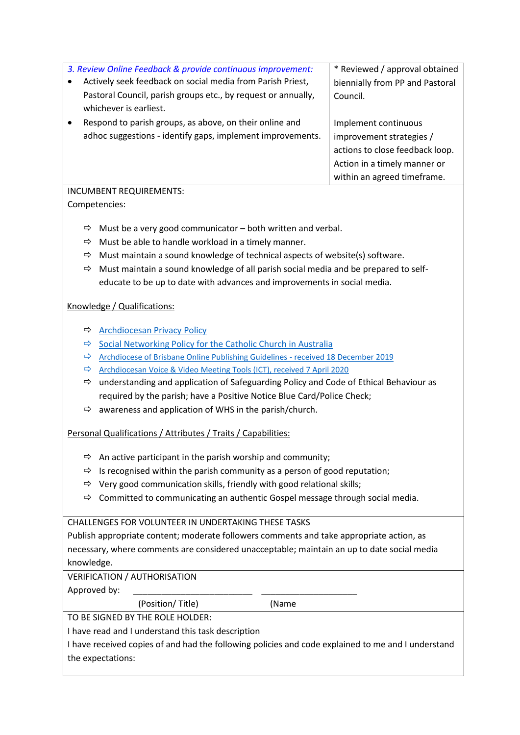| *3. Review Online Feedback & provide continuous improvement:*<br>• Actively seek feedback on social media from Parish Priest, Pastoral Council, parish groups etc., by request or annually, whichever is earliest.<br>• Respond to parish groups, as above, on their online and adhoc suggestions - identify gaps, implement improvements. | * Reviewed / approval obtained biennially from PP and Pastoral Council.<br><br>Implement continuous improvement strategies / actions to close feedback loop. Action in a timely manner or within an agreed timeframe. |
|---|---|

INCUMBENT REQUIREMENTS:

Competencies:

- ⇨ Must be a very good communicator – both written and verbal.
- ⇨ Must be able to handle workload in a timely manner.
- ⇨ Must maintain a sound knowledge of technical aspects of website(s) software.
- ⇨ Must maintain a sound knowledge of all parish social media and be prepared to self-educate to be up to date with advances and improvements in social media.

Knowledge / Qualifications:

- ⇨ Archdiocesan Privacy Policy
- ⇨ Social Networking Policy for the Catholic Church in Australia
- ⇨ Archdiocese of Brisbane Online Publishing Guidelines - received 18 December 2019
- ⇨ Archdiocesan Voice & Video Meeting Tools (ICT), received 7 April 2020
- ⇨ understanding and application of Safeguarding Policy and Code of Ethical Behaviour as required by the parish; have a Positive Notice Blue Card/Police Check;
- ⇨ awareness and application of WHS in the parish/church.

Personal Qualifications / Attributes / Traits / Capabilities:

- ⇨ An active participant in the parish worship and community;
- ⇨ Is recognised within the parish community as a person of good reputation;
- ⇨ Very good communication skills, friendly with good relational skills;
- ⇨ Committed to communicating an authentic Gospel message through social media.

CHALLENGES FOR VOLUNTEER IN UNDERTAKING THESE TASKS

Publish appropriate content; moderate followers comments and take appropriate action, as necessary, where comments are considered unacceptable; maintain an up to date social media knowledge.

VERIFICATION / AUTHORISATION

Approved by: ________________________ ____________________

(Position/ Title) (Name

TO BE SIGNED BY THE ROLE HOLDER:

I have read and I understand this task description

I have received copies of and had the following policies and code explained to me and I understand the expectations: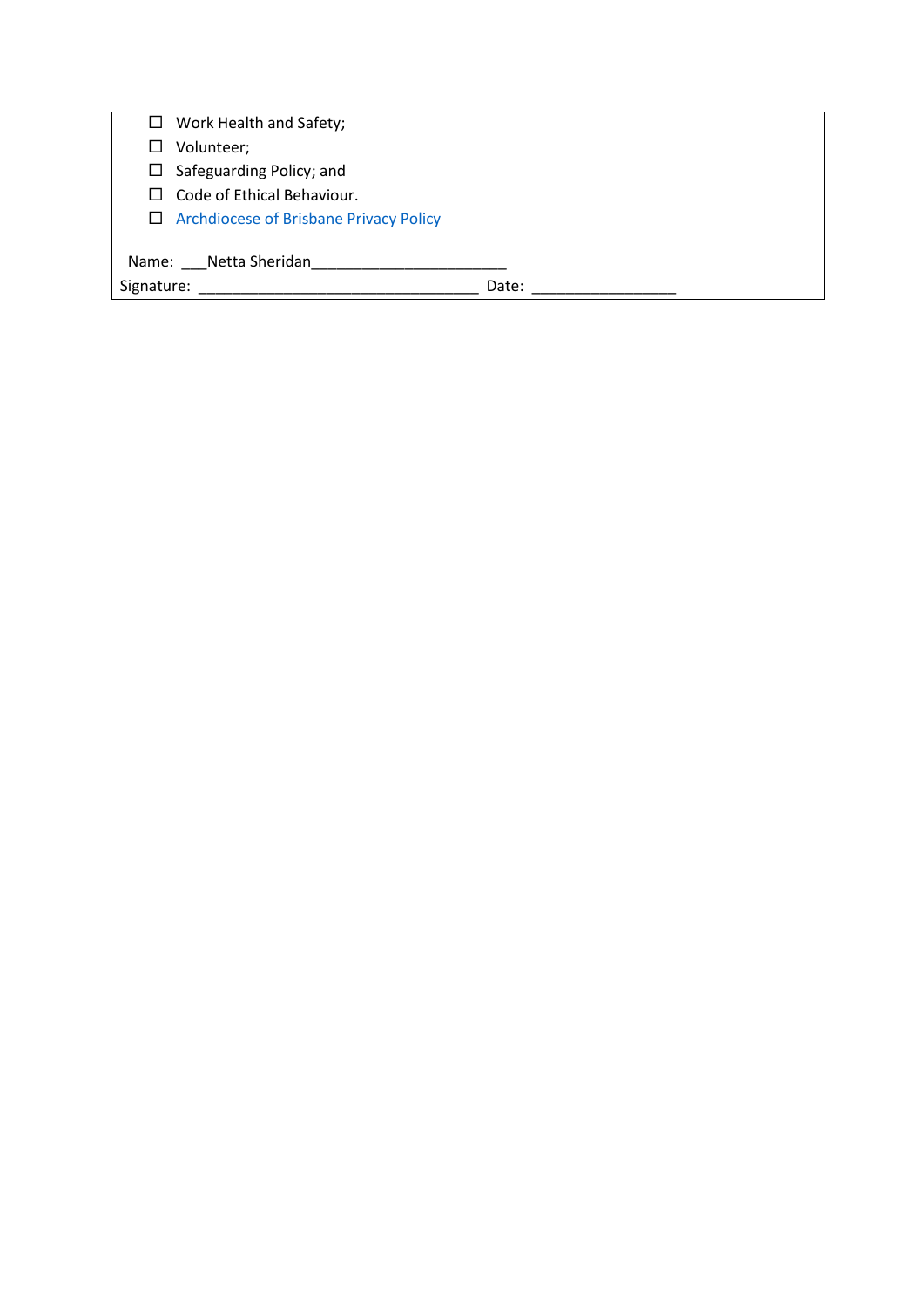- ☐ Work Health and Safety;
- ☐ Volunteer;
- ☐ Safeguarding Policy; and
- ☐ Code of Ethical Behaviour.
- ☐ Archdiocese of Brisbane Privacy Policy

Name: ___Netta Sheridan_______________________

Signature: _________________________________ Date: _________________